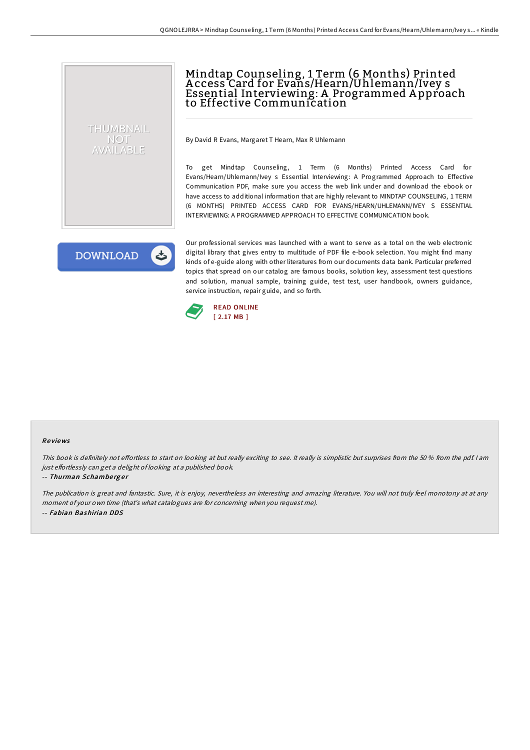# Mindtap Counseling, 1 Term (6 Months) Printed Access Card for Evans/Hearn/Uhlemann/Ivey s Essential Interviewing: A Programmed Approach to Effective Communication

By David R Evans, Margaret T Hearn, Max R Uhlemann

To get Mindtap Counseling, 1 Term (6 Months) Printed Access Card for Evans/Hearn/Uhlemann/Ivey s Essential Interviewing: A Programmed Approach to Effective Communication PDF, make sure you access the web link under and download the ebook or have access to additional information that are highly relevant to MINDTAP COUNSELING, 1 TERM (6 MONTHS) PRINTED ACCESS CARD FOR EVANS/HEARN/UHLEMANN/IVEY S ESSENTIAL INTERVIEWING: A PROGRAMMED APPROACH TO EFFECTIVE COMMUNICATION book.

DOWNLOAD

Our professional services was launched with a want to serve as a total on the web electronic digital library that gives entry to multitude of PDF file e-book selection. You might find many kinds of e-guide along with other literatures from our documents data bank. Particular preferred topics that spread on our catalog are famous books, solution key, assessment test questions and solution, manual sample, training guide, test test, user handbook, owners guidance, service instruction, repair guide, and so forth.

READ ONLINE
[ 2.17 MB ]

## Reviews

*This book is definitely not effortless to start on looking at but really exciting to see. It really is simplistic but surprises from the 50 % from the pdf. I am just effortlessly can get a delight of looking at a published book.*

-- *Thurman Schamberger*

*The publication is great and fantastic. Sure, it is enjoy, nevertheless an interesting and amazing literature. You will not truly feel monotony at at any moment of your own time (that's what catalogues are for concerning when you request me).*

-- *Fabian Bashirian DDS*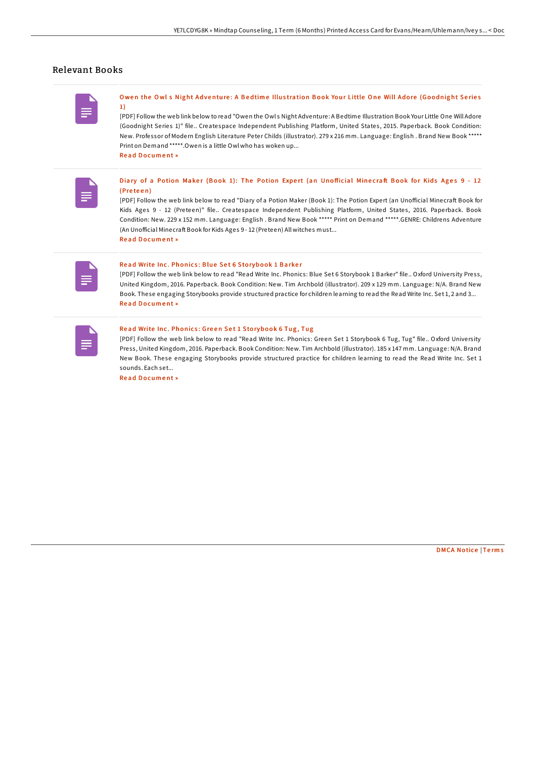## Relevant Books

### Owen the Owl s Night Adventure: A Bedtime Illustration Book Your Little One Will Adore (Goodnight Series 1)

[PDF] Follow the web link below to read "Owen the Owl s Night Adventure: A Bedtime Illustration Book Your Little One Will Adore (Goodnight Series 1)" file.. Createspace Independent Publishing Platform, United States, 2015. Paperback. Book Condition: New. Professor of Modern English Literature Peter Childs (illustrator). 279 x 216 mm. Language: English . Brand New Book ***** Print on Demand *****.Owen is a little Owl who has woken up...

Read Document »

### Diary of a Potion Maker (Book 1): The Potion Expert (an Unofficial Minecraft Book for Kids Ages 9 - 12 (Preteen)

[PDF] Follow the web link below to read "Diary of a Potion Maker (Book 1): The Potion Expert (an Unofficial Minecraft Book for Kids Ages 9 - 12 (Preteen)" file.. Createspace Independent Publishing Platform, United States, 2016. Paperback. Book Condition: New. 229 x 152 mm. Language: English . Brand New Book ***** Print on Demand *****.GENRE: Childrens Adventure (An Unofficial Minecraft Book for Kids Ages 9 - 12 (Preteen) All witches must...

Read Document »

### Read Write Inc. Phonics: Blue Set 6 Storybook 1 Barker

[PDF] Follow the web link below to read "Read Write Inc. Phonics: Blue Set 6 Storybook 1 Barker" file.. Oxford University Press, United Kingdom, 2016. Paperback. Book Condition: New. Tim Archbold (illustrator). 209 x 129 mm. Language: N/A. Brand New Book. These engaging Storybooks provide structured practice for children learning to read the Read Write Inc. Set 1, 2 and 3...

Read Document »

### Read Write Inc. Phonics: Green Set 1 Storybook 6 Tug, Tug

[PDF] Follow the web link below to read "Read Write Inc. Phonics: Green Set 1 Storybook 6 Tug, Tug" file.. Oxford University Press, United Kingdom, 2016. Paperback. Book Condition: New. Tim Archbold (illustrator). 185 x 147 mm. Language: N/A. Brand New Book. These engaging Storybooks provide structured practice for children learning to read the Read Write Inc. Set 1 sounds. Each set...

Read Document »